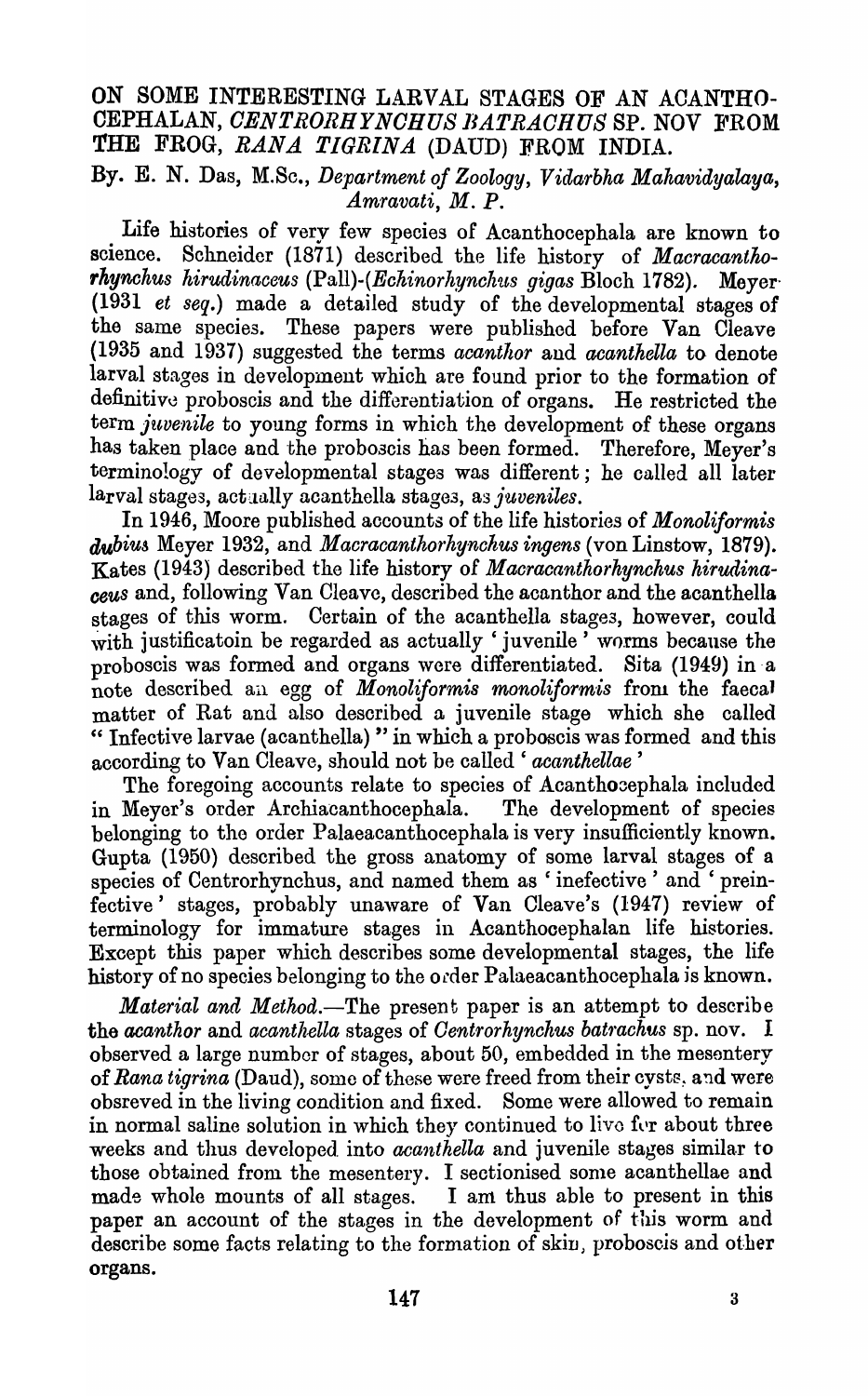# ON SOME INTERESTING LARVAL STAGES OF AN ACANTHOCEPHALAN, *CENTRORHYNCHUS BATRACHUS* SP. NOV FROM THE FROG, *RANA TIGRINA* (DAUD) FROM INDIA.

By. E. N. Das, M.Sc., *Department of Zoology, Vidarbha Mahavidyalaya, Amravati, M. P.*

Life histories of very few species of Acanthocephala are known to science. Schneider (1871) described the life history of *Macracanthorhynchus hirudinaceus* (Pall)-(*Echinorhynchus gigas* Bloch 1782). Meyer (1931 *et seq.*) made a detailed study of the developmental stages of the same species. These papers were published before Van Cleave (1935 and 1937) suggested the terms *acanthor* and *acanthella* to denote larval stages in development which are found prior to the formation of definitive proboscis and the differentiation of organs. He restricted the term *juvenile* to young forms in which the development of these organs has taken place and the proboscis has been formed. Therefore, Meyer's terminology of developmental stages was different; he called all later larval stages, actually acanthella stages, as *juveniles*.

In 1946, Moore published accounts of the life histories of *Monoliformis dubius* Meyer 1932, and *Macracanthorhynchus ingens* (von Linstow, 1879). Kates (1943) described the life history of *Macracanthorhynchus hirudinaceus* and, following Van Cleave, described the acanthor and the acanthella stages of this worm. Certain of the acanthella stages, however, could with justificatoin be regarded as actually 'juvenile' worms because the proboscis was formed and organs were differentiated. Sita (1949) in a note described an egg of *Monoliformis monoliformis* from the faecal matter of Rat and also described a juvenile stage which she called "Infective larvae (acanthella)" in which a proboscis was formed and this according to Van Cleave, should not be called '*acanthellae*'

The foregoing accounts relate to species of Acanthocephala included in Meyer's order Archiacanthocephala. The development of species belonging to the order Palaeacanthocephala is very insufficiently known. Gupta (1950) described the gross anatomy of some larval stages of a species of Centrorhynchus, and named them as 'inefective' and 'preinfective' stages, probably unaware of Van Cleave's (1947) review of terminology for immature stages in Acanthocephalan life histories. Except this paper which describes some developmental stages, the life history of no species belonging to the order Palaeacanthocephala is known.

*Material and Method.*—The present paper is an attempt to describe the *acanthor* and *acanthella* stages of *Centrorhynchus batrachus* sp. nov. I observed a large number of stages, about 50, embedded in the mesentery of *Rana tigrina* (Daud), some of these were freed from their cysts, and were obsreved in the living condition and fixed. Some were allowed to remain in normal saline solution in which they continued to live for about three weeks and thus developed into *acanthella* and juvenile stages similar to those obtained from the mesentery. I sectionised some acanthellae and made whole mounts of all stages. I am thus able to present in this paper an account of the stages in the development of this worm and describe some facts relating to the formation of skin, proboscis and other organs.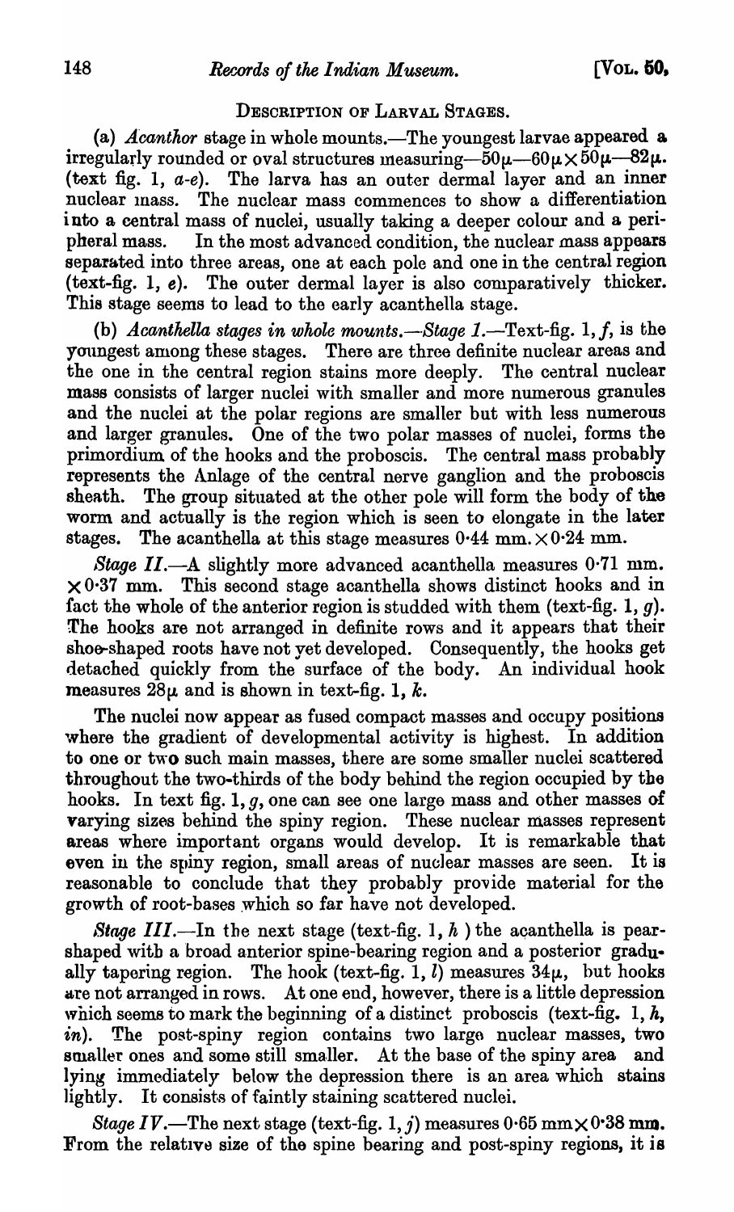## DESCRIPTION OF LARVAL STAGES.

(a) *Acanthor* stage in whole mounts.—The youngest larvae appeared a irregularly rounded or oval structures measuring—50μ—60μ × 50μ—82μ. (text fig. 1, *a-e*). The larva has an outer dermal layer and an inner nuclear mass. The nuclear mass commences to show a differentiation into a central mass of nuclei, usually taking a deeper colour and a peripheral mass. In the most advanced condition, the nuclear mass appears separated into three areas, one at each pole and one in the central region (text-fig. 1, *e*). The outer dermal layer is also comparatively thicker. This stage seems to lead to the early acanthella stage.

(b) *Acanthella stages in whole mounts.—Stage 1.*—Text-fig. 1, *f*, is the youngest among these stages. There are three definite nuclear areas and the one in the central region stains more deeply. The central nuclear mass consists of larger nuclei with smaller and more numerous granules and the nuclei at the polar regions are smaller but with less numerous and larger granules. One of the two polar masses of nuclei, forms the primordium of the hooks and the proboscis. The central mass probably represents the Anlage of the central nerve ganglion and the proboscis sheath. The group situated at the other pole will form the body of the worm and actually is the region which is seen to elongate in the later stages. The acanthella at this stage measures 0·44 mm. × 0·24 mm.

*Stage II.*—A slightly more advanced acanthella measures 0·71 mm. × 0·37 mm. This second stage acanthella shows distinct hooks and in fact the whole of the anterior region is studded with them (text-fig. 1, *g*). The hooks are not arranged in definite rows and it appears that their shoe-shaped roots have not yet developed. Consequently, the hooks get detached quickly from the surface of the body. An individual hook measures 28μ and is shown in text-fig. 1, *k*.

The nuclei now appear as fused compact masses and occupy positions where the gradient of developmental activity is highest. In addition to one or two such main masses, there are some smaller nuclei scattered throughout the two-thirds of the body behind the region occupied by the hooks. In text fig. 1, *g*, one can see one large mass and other masses of varying sizes behind the spiny region. These nuclear masses represent areas where important organs would develop. It is remarkable that even in the spiny region, small areas of nuclear masses are seen. It is reasonable to conclude that they probably provide material for the growth of root-bases which so far have not developed.

*Stage III.*—In the next stage (text-fig. 1, *h* ) the acanthella is pear-shaped with a broad anterior spine-bearing region and a posterior gradually tapering region. The hook (text-fig. 1, *l*) measures 34μ, but hooks are not arranged in rows. At one end, however, there is a little depression which seems to mark the beginning of a distinct proboscis (text-fig. 1, *h*, *in*). The post-spiny region contains two large nuclear masses, two smaller ones and some still smaller. At the base of the spiny area and lying immediately below the depression there is an area which stains lightly. It consists of faintly staining scattered nuclei.

*Stage IV.*—The next stage (text-fig. 1, *j*) measures 0·65 mm × 0·38 mm. From the relative size of the spine bearing and post-spiny regions, it is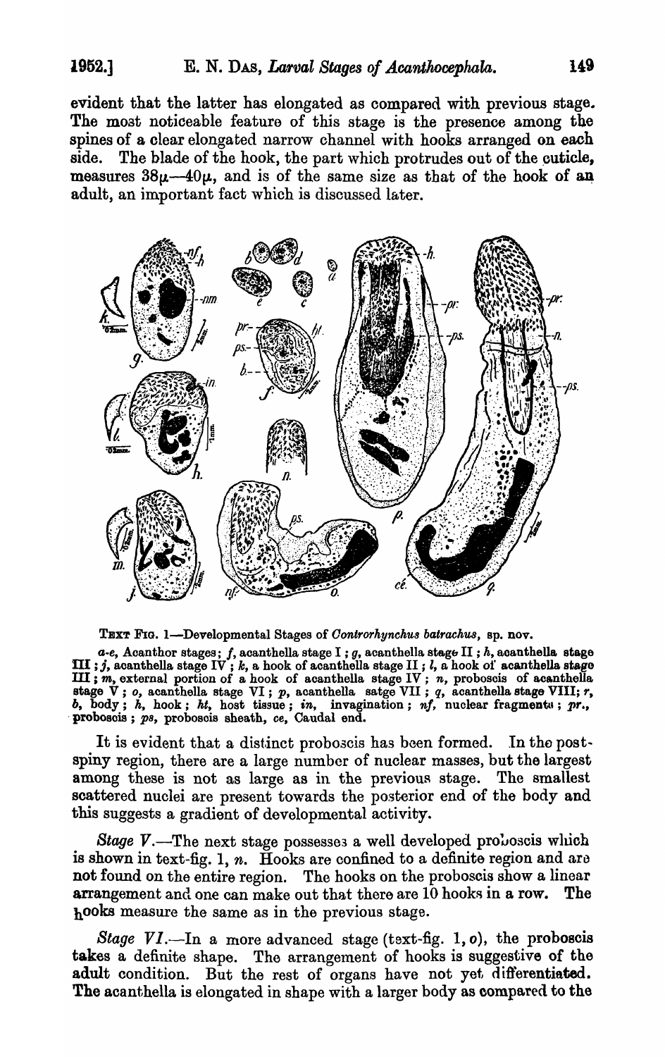evident that the latter has elongated as compared with previous stage. The most noticeable feature of this stage is the presence among the spines of a clear elongated narrow channel with hooks arranged on each side. The blade of the hook, the part which protrudes out of the cuticle, measures $38\mu$—$40\mu$, and is of the same size as that of the hook of an adult, an important fact which is discussed later.

TEXT FIG. 1—Developmental Stages of *Controrhynchus batrachus*, sp. nov.

*a-e*, Acanthor stages; *f*, acanthella stage I; *g*, acanthella stage II; *h*, acanthella stage III; *j*, acanthella stage IV; *k*, a hook of acanthella stage II; *l*, a hook of acanthella stage III; *m*, external portion of a hook of acanthella stage IV; *n*, proboscis of acanthella stage V; *o*, acanthella stage VI; *p*, acanthella satge VII; *q*, acanthella stage VIII; *r*, *b*, body; *h*, hook; *ht*, host tissue; *in*, invagination; *nf*, nuclear fragments; *pr.*, proboscis; *ps*, proboscis sheath, *ce*, Caudal end.

It is evident that a distinct proboscis has been formed. In the post-spiny region, there are a large number of nuclear masses, but the largest among these is not as large as in the previous stage. The smallest scattered nuclei are present towards the posterior end of the body and this suggests a gradient of developmental activity.

*Stage V.*—The next stage possesses a well developed proboscis which is shown in text-fig. 1, *n*. Hooks are confined to a definite region and are not found on the entire region. The hooks on the proboscis show a linear arrangement and one can make out that there are 10 hooks in a row. The hooks measure the same as in the previous stage.

*Stage VI.*—In a more advanced stage (text-fig. 1, *o*), the proboscis takes a definite shape. The arrangement of hooks is suggestive of the adult condition. But the rest of organs have not yet differentiated. The acanthella is elongated in shape with a larger body as compared to the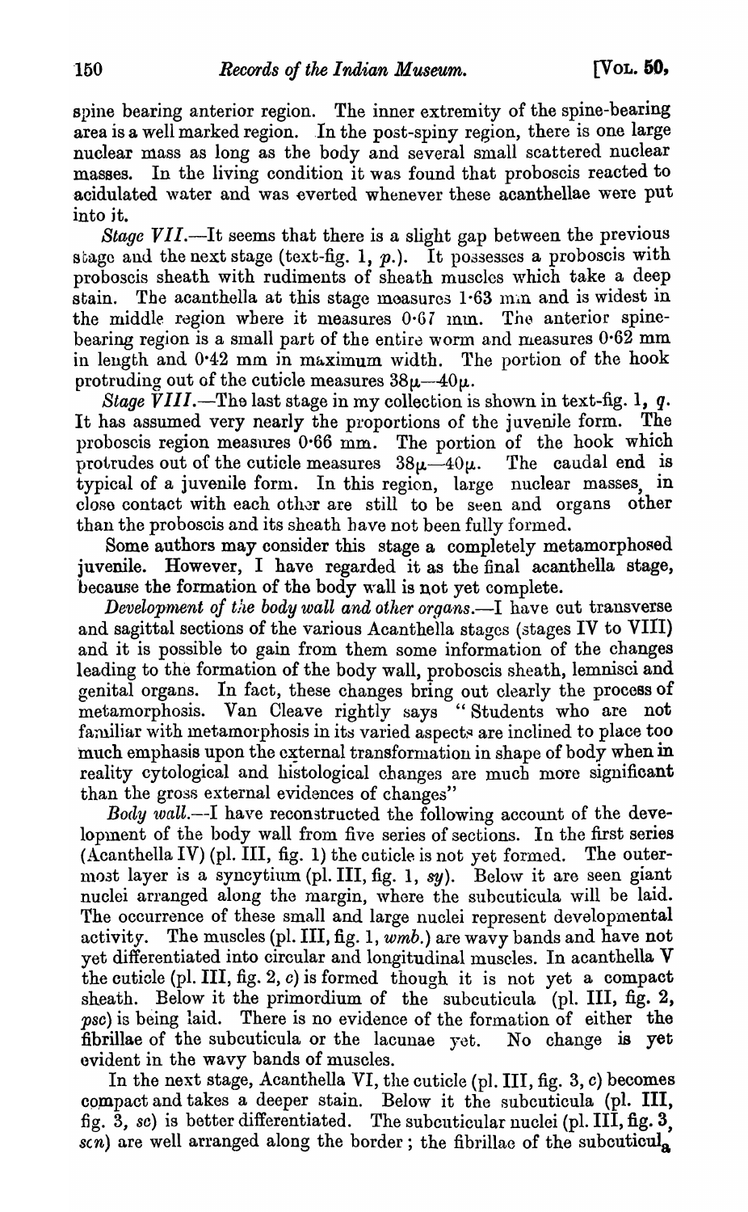spine bearing anterior region. The inner extremity of the spine-bearing area is a well marked region. In the post-spiny region, there is one large nuclear mass as long as the body and several small scattered nuclear masses. In the living condition it was found that proboscis reacted to acidulated water and was everted whenever these acanthellae were put into it.

*Stage VII.*—It seems that there is a slight gap between the previous stage and the next stage (text-fig. 1, *p*.). It possesses a proboscis with proboscis sheath with rudiments of sheath muscles which take a deep stain. The acanthella at this stage measures 1·63 mm and is widest in the middle region where it measures 0·67 mm. The anterior spine-bearing region is a small part of the entire worm and measures 0·62 mm in length and 0·42 mm in maximum width. The portion of the hook protruding out of the cuticle measures $38\mu$—$40\mu$.

*Stage VIII.*—The last stage in my collection is shown in text-fig. 1, *q*. It has assumed very nearly the proportions of the juvenile form. The proboscis region measures 0·66 mm. The portion of the hook which protrudes out of the cuticle measures $38\mu$—$40\mu$. The caudal end is typical of a juvenile form. In this region, large nuclear masses, in close contact with each other are still to be seen and organs other than the proboscis and its sheath have not been fully formed.

Some authors may consider this stage a completely metamorphosed juvenile. However, I have regarded it as the final acanthella stage, because the formation of the body wall is not yet complete.

*Development of the body wall and other organs.*—I have cut transverse and sagittal sections of the various Acanthella stages (stages IV to VIII) and it is possible to gain from them some information of the changes leading to the formation of the body wall, proboscis sheath, lemnisci and genital organs. In fact, these changes bring out clearly the process of metamorphosis. Van Cleave rightly says "Students who are not familiar with metamorphosis in its varied aspects are inclined to place too much emphasis upon the external transformation in shape of body when in reality cytological and histological changes are much more significant than the gross external evidences of changes"

*Body wall.*—I have reconstructed the following account of the development of the body wall from five series of sections. In the first series (Acanthella IV) (pl. III, fig. 1) the cuticle is not yet formed. The outermost layer is a syncytium (pl. III, fig. 1, *sy*). Below it are seen giant nuclei arranged along the margin, where the subcuticula will be laid. The occurrence of these small and large nuclei represent developmental activity. The muscles (pl. III, fig. 1, *wmb.*) are wavy bands and have not yet differentiated into circular and longitudinal muscles. In acanthella V the cuticle (pl. III, fig. 2, *c*) is formed though it is not yet a compact sheath. Below it the primordium of the subcuticula (pl. III, fig. 2, *psc*) is being laid. There is no evidence of the formation of either the fibrillae of the subcuticula or the lacunae yet. No change is yet evident in the wavy bands of muscles.

In the next stage, Acanthella VI, the cuticle (pl. III, fig. 3, *c*) becomes compact and takes a deeper stain. Below it the subcuticula (pl. III, fig. 3, *sc*) is better differentiated. The subcuticular nuclei (pl. III, fig. 3, *scn*) are well arranged along the border; the fibrillae of the subcuticula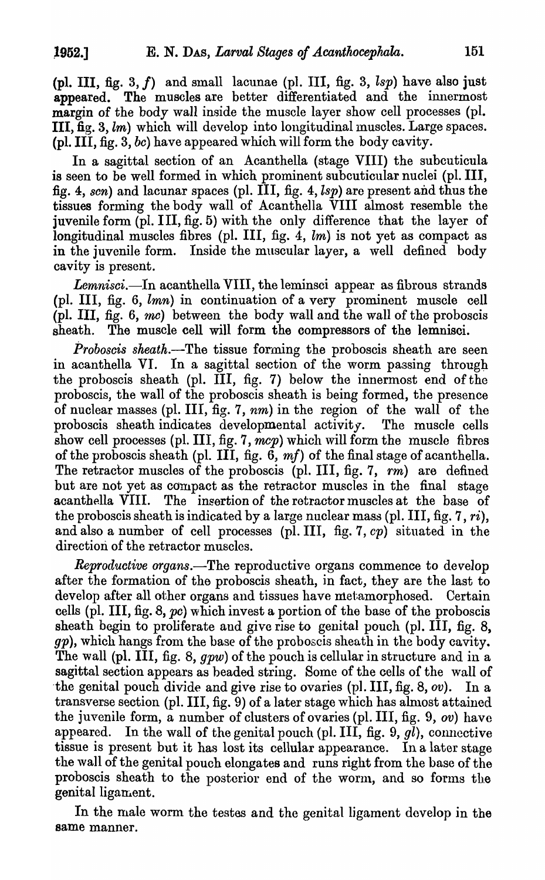(pl. III, fig. 3, *f*) and small lacunae (pl. III, fig. 3, *lsp*) have also just appeared. The muscles are better differentiated and the innermost margin of the body wall inside the muscle layer show cell processes (pl. III, fig. 3, *lm*) which will develop into longitudinal muscles. Large spaces. (pl. III, fig. 3, *bc*) have appeared which will form the body cavity.

In a sagittal section of an Acanthella (stage VIII) the subcuticula is seen to be well formed in which prominent subcuticular nuclei (pl. III, fig. 4, *scn*) and lacunar spaces (pl. III, fig. 4, *lsp*) are present and thus the tissues forming the body wall of Acanthella VIII almost resemble the juvenile form (pl. III, fig. 5) with the only difference that the layer of longitudinal muscles fibres (pl. III, fig. 4, *lm*) is not yet as compact as in the juvenile form. Inside the muscular layer, a well defined body cavity is present.

*Lemnisci.*—In acanthella VIII, the leminsci appear as fibrous strands (pl. III, fig. 6, *lmn*) in continuation of a very prominent muscle cell (pl. III, fig. 6, *mc*) between the body wall and the wall of the proboscis sheath. The muscle cell will form the compressors of the lemnisci.

*Proboscis sheath.*—The tissue forming the proboscis sheath are seen in acanthella VI. In a sagittal section of the worm passing through the proboscis sheath (pl. III, fig. 7) below the innermost end of the proboscis, the wall of the proboscis sheath is being formed, the presence of nuclear masses (pl. III, fig. 7, *nm*) in the region of the wall of the proboscis sheath indicates developmental activity. The muscle cells show cell processes (pl. III, fig. 7, *mcp*) which will form the muscle fibres of the proboscis sheath (pl. III, fig. 6, *mf*) of the final stage of acanthella. The retractor muscles of the proboscis (pl. III, fig. 7, *rm*) are defined but are not yet as compact as the retractor muscles in the final stage acanthella VIII. The insertion of the retractor muscles at the base of the proboscis sheath is indicated by a large nuclear mass (pl. III, fig. 7, *ri*), and also a number of cell processes (pl. III, fig. 7, *cp*) situated in the direction of the retractor muscles.

*Reproductive organs.*—The reproductive organs commence to develop after the formation of the proboscis sheath, in fact, they are the last to develop after all other organs and tissues have metamorphosed. Certain cells (pl. III, fig. 8, *pc*) which invest a portion of the base of the proboscis sheath begin to proliferate and give rise to genital pouch (pl. III, fig. 8, *gp*), which hangs from the base of the proboscis sheath in the body cavity. The wall (pl. III, fig. 8, *gpw*) of the pouch is cellular in structure and in a sagittal section appears as beaded string. Some of the cells of the wall of the genital pouch divide and give rise to ovaries (pl. III, fig. 8, *ov*). In a transverse section (pl. III, fig. 9) of a later stage which has almost attained the juvenile form, a number of clusters of ovaries (pl. III, fig. 9, *ov*) have appeared. In the wall of the genital pouch (pl. III, fig. 9, *gl*), connective tissue is present but it has lost its cellular appearance. In a later stage the wall of the genital pouch elongates and runs right from the base of the proboscis sheath to the posterior end of the worm, and so forms the genital ligament.

In the male worm the testes and the genital ligament develop in the same manner.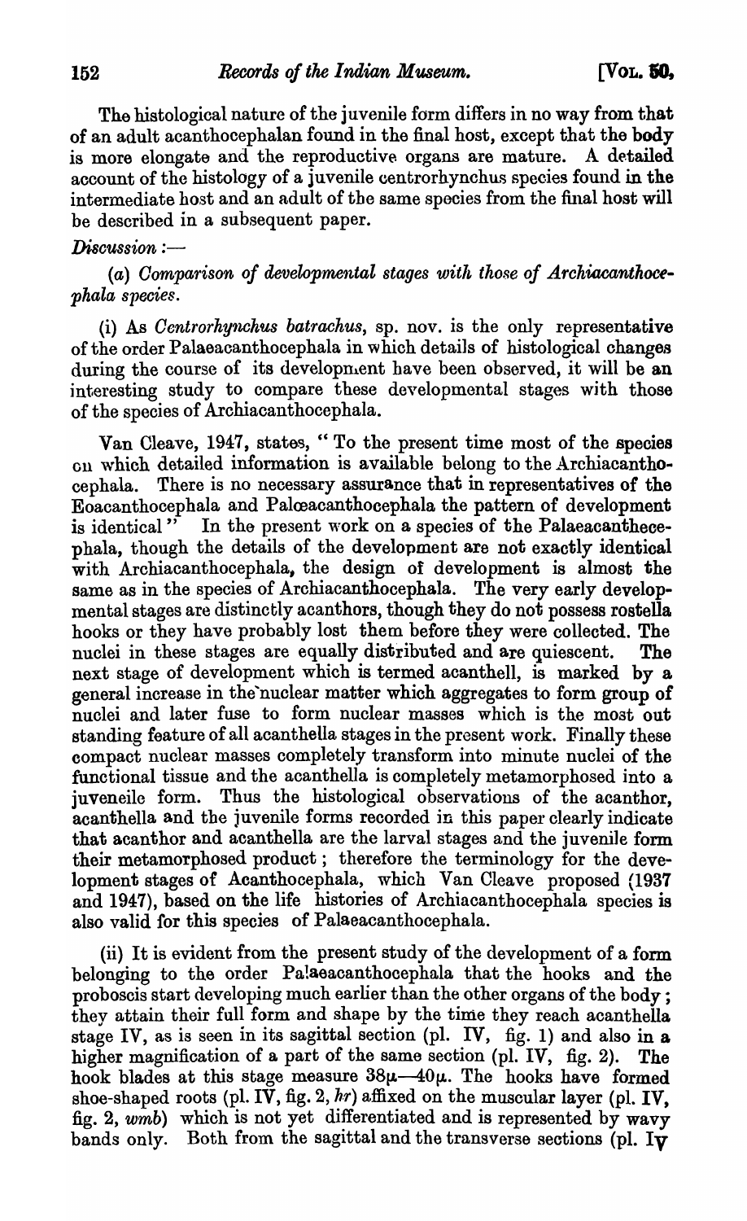The histological nature of the juvenile form differs in no way from that of an adult acanthocephalan found in the final host, except that the body is more elongate and the reproductive organs are mature. A detailed account of the histology of a juvenile centrorhynchus species found in the intermediate host and an adult of the same species from the final host will be described in a subsequent paper.

*Discussion :—*

(*a*) *Comparison of developmental stages with those of Archiacanthocephala species.*

(i) As *Centrorhynchus batrachus*, sp. nov. is the only representative of the order Palaeacanthocephala in which details of histological changes during the course of its development have been observed, it will be an interesting study to compare these developmental stages with those of the species of Archiacanthocephala.

Van Cleave, 1947, states, "To the present time most of the species on which detailed information is available belong to the Archiacanthocephala. There is no necessary assurance that in representatives of the Eoacanthocephala and Palœacanthocephala the pattern of development is identical" In the present work on a species of the Palaeacanthecephala, though the details of the development are not exactly identical with Archiacanthocephala, the design of development is almost the same as in the species of Archiacanthocephala. The very early developmental stages are distinctly acanthors, though they do not possess rostella hooks or they have probably lost them before they were collected. The nuclei in these stages are equally distributed and are quiescent. The next stage of development which is termed acanthell, is marked by a general increase in the nuclear matter which aggregates to form group of nuclei and later fuse to form nuclear masses which is the most out standing feature of all acanthella stages in the present work. Finally these compact nuclear masses completely transform into minute nuclei of the functional tissue and the acanthella is completely metamorphosed into a juveneile form. Thus the histological observations of the acanthor, acanthella and the juvenile forms recorded in this paper clearly indicate that acanthor and acanthella are the larval stages and the juvenile form their metamorphosed product ; therefore the terminology for the development stages of Acanthocephala, which Van Cleave proposed (1937 and 1947), based on the life histories of Archiacanthocephala species is also valid for this species of Palaeacanthocephala.

(ii) It is evident from the present study of the development of a form belonging to the order Palaeacanthocephala that the hooks and the proboscis start developing much earlier than the other organs of the body ; they attain their full form and shape by the time they reach acanthella stage IV, as is seen in its sagittal section (pl. IV, fig. 1) and also in a higher magnification of a part of the same section (pl. IV, fig. 2). The hook blades at this stage measure $38\mu$—$40\mu$. The hooks have formed shoe-shaped roots (pl. IV, fig. 2, *hr*) affixed on the muscular layer (pl. IV, fig. 2, *wmb*) which is not yet differentiated and is represented by wavy bands only. Both from the sagittal and the transverse sections (pl. IV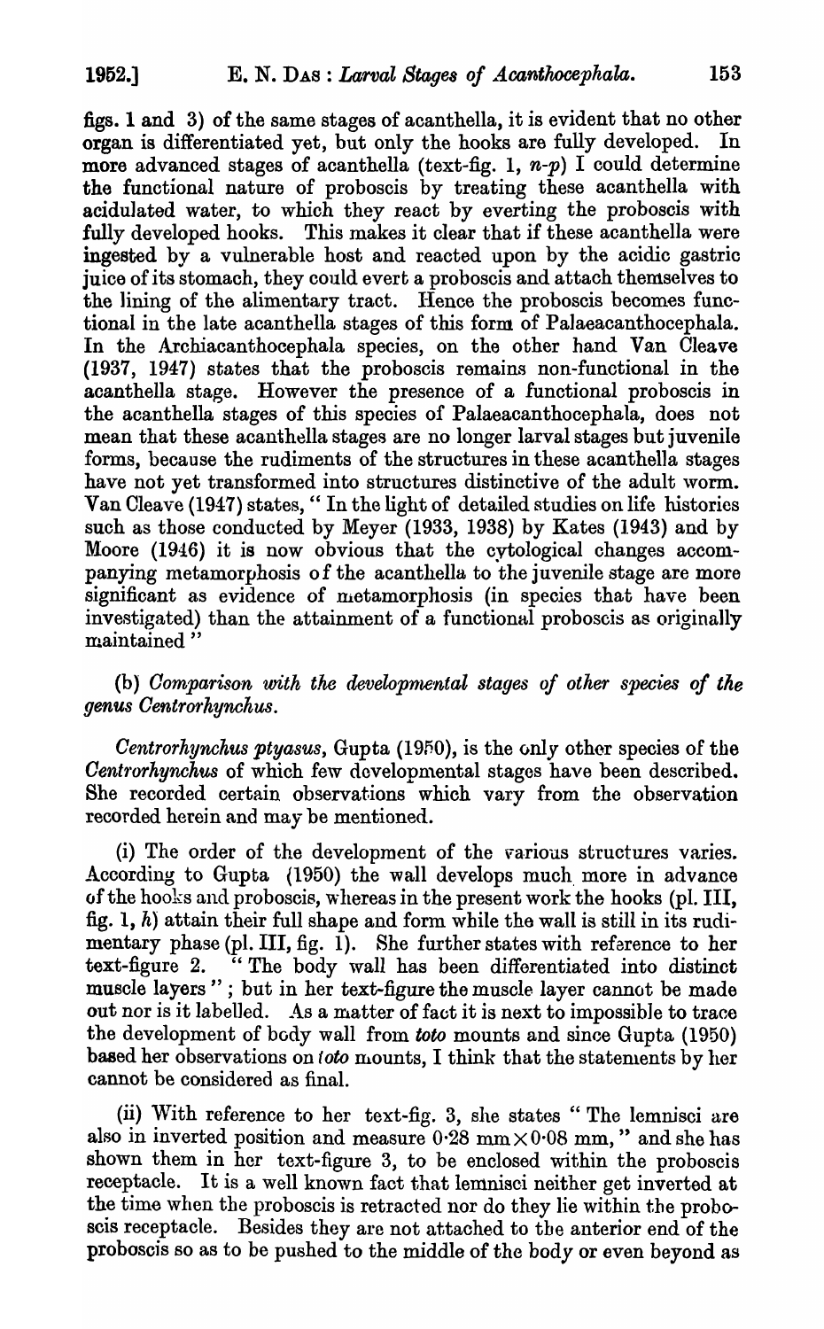figs. 1 and 3) of the same stages of acanthella, it is evident that no other organ is differentiated yet, but only the hooks are fully developed. In more advanced stages of acanthella (text-fig. 1, *n-p*) I could determine the functional nature of proboscis by treating these acanthella with acidulated water, to which they react by everting the proboscis with fully developed hooks. This makes it clear that if these acanthella were ingested by a vulnerable host and reacted upon by the acidic gastric juice of its stomach, they could evert a proboscis and attach themselves to the lining of the alimentary tract. Hence the proboscis becomes functional in the late acanthella stages of this form of Palaeacanthocephala. In the Archiacanthocephala species, on the other hand Van Cleave (1937, 1947) states that the proboscis remains non-functional in the acanthella stage. However the presence of a functional proboscis in the acanthella stages of this species of Palaeacanthocephala, does not mean that these acanthella stages are no longer larval stages but juvenile forms, because the rudiments of the structures in these acanthella stages have not yet transformed into structures distinctive of the adult worm. Van Cleave (1947) states, " In the light of detailed studies on life histories such as those conducted by Meyer (1933, 1938) by Kates (1943) and by Moore (1946) it is now obvious that the cytological changes accompanying metamorphosis of the acanthella to the juvenile stage are more significant as evidence of metamorphosis (in species that have been investigated) than the attainment of a functional proboscis as originally maintained "

(b) *Comparison with the developmental stages of other species of the genus Centrorhynchus.*

*Centrorhynchus ptyasus*, Gupta (1950), is the only other species of the *Centrorhynchus* of which few developmental stages have been described. She recorded certain observations which vary from the observation recorded herein and may be mentioned.

(i) The order of the development of the various structures varies. According to Gupta (1950) the wall develops much more in advance of the hooks and proboscis, whereas in the present work the hooks (pl. III, fig. 1, *h*) attain their full shape and form while the wall is still in its rudimentary phase (pl. III, fig. 1). She further states with reference to her text-figure 2. " The body wall has been differentiated into distinct muscle layers " ; but in her text-figure the muscle layer cannot be made out nor is it labelled. As a matter of fact it is next to impossible to trace the development of body wall from *toto* mounts and since Gupta (1950) based her observations on *toto* mounts, I think that the statements by her cannot be considered as final.

(ii) With reference to her text-fig. 3, she states " The lemnisci are also in inverted position and measure 0·28 mm × 0·08 mm, " and she has shown them in her text-figure 3, to be enclosed within the proboscis receptacle. It is a well known fact that lemnisci neither get inverted at the time when the proboscis is retracted nor do they lie within the proboscis receptacle. Besides they are not attached to the anterior end of the proboscis so as to be pushed to the middle of the body or even beyond as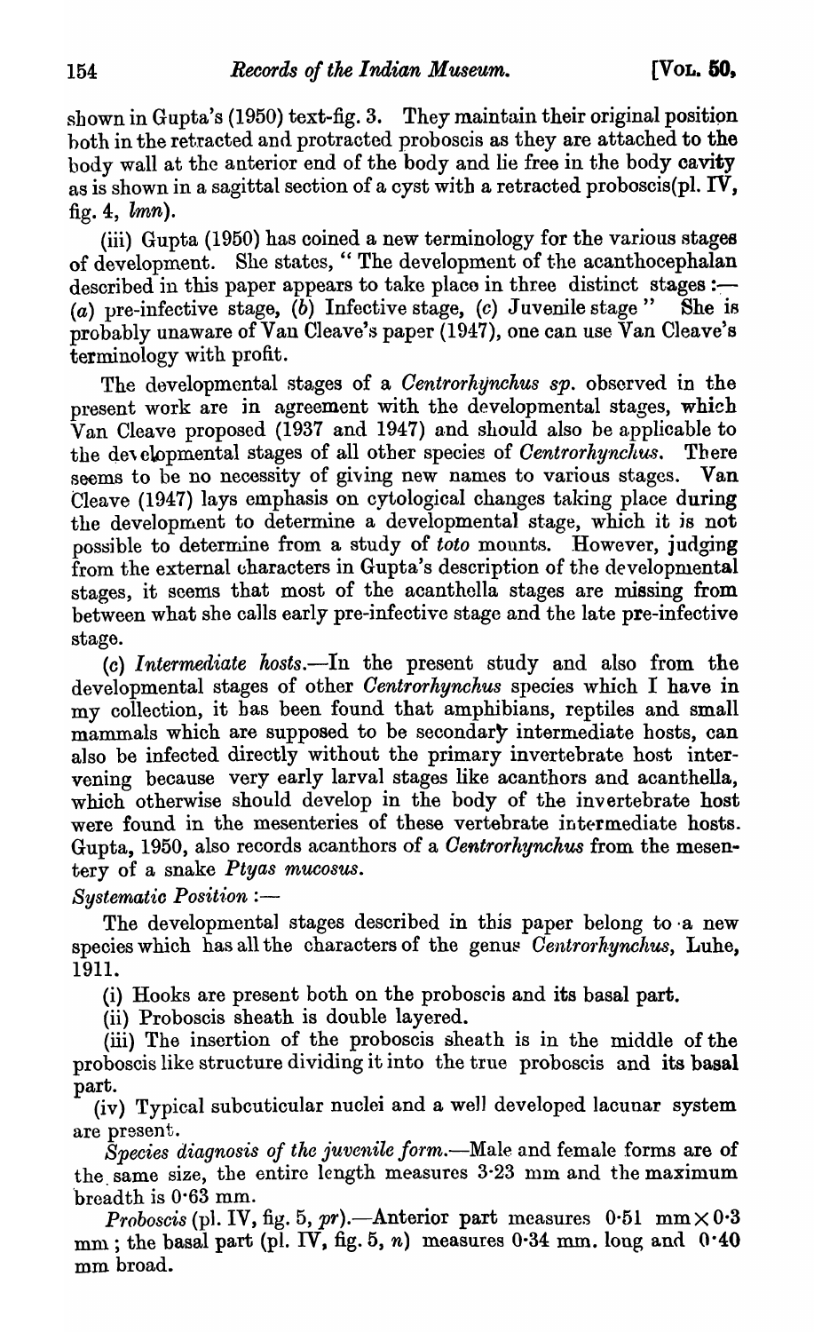shown in Gupta's (1950) text-fig. 3. They maintain their original position both in the retracted and protracted proboscis as they are attached to the body wall at the anterior end of the body and lie free in the body cavity as is shown in a sagittal section of a cyst with a retracted proboscis(pl. IV, fig. 4, *lmn*).

(iii) Gupta (1950) has coined a new terminology for the various stages of development. She states, " The development of the acanthocephalan described in this paper appears to take place in three distinct stages :— (*a*) pre-infective stage, (*b*) Infective stage, (*c*) Juvenile stage " She is probably unaware of Van Cleave's paper (1947), one can use Van Cleave's terminology with profit.

The developmental stages of a *Centrorhynchus sp.* observed in the present work are in agreement with the developmental stages, which Van Cleave proposed (1937 and 1947) and should also be applicable to the developmental stages of all other species of *Centrorhynchus*. There seems to be no necessity of giving new names to various stages. Van Cleave (1947) lays emphasis on cytological changes taking place during the development to determine a developmental stage, which it is not possible to determine from a study of *toto* mounts. However, judging from the external characters in Gupta's description of the developmental stages, it seems that most of the acanthella stages are missing from between what she calls early pre-infective stage and the late pre-infective stage.

(*c*) *Intermediate hosts*.—In the present study and also from the developmental stages of other *Centrorhynchus* species which I have in my collection, it has been found that amphibians, reptiles and small mammals which are supposed to be secondary intermediate hosts, can also be infected directly without the primary invertebrate host intervening because very early larval stages like acanthors and acanthella, which otherwise should develop in the body of the invertebrate host were found in the mesenteries of these vertebrate intermediate hosts. Gupta, 1950, also records acanthors of a *Centrorhynchus* from the mesentery of a snake *Ptyas mucosus*.

*Systematic Position* :—

The developmental stages described in this paper belong to a new species which has all the characters of the genus *Centrorhynchus*, Luhe, 1911.

(i) Hooks are present both on the proboscis and its basal part.

(ii) Proboscis sheath is double layered.

(iii) The insertion of the proboscis sheath is in the middle of the proboscis like structure dividing it into the true proboscis and its basal part.

(iv) Typical subcuticular nuclei and a well developed lacunar system are present.

*Species diagnosis of the juvenile form*.—Male and female forms are of the same size, the entire length measures 3·23 mm and the maximum breadth is 0·63 mm.

*Proboscis* (pl. IV, fig. 5, *pr*).—Anterior part measures 0·51 mm × 0·3 mm ; the basal part (pl. IV, fig. 5, *n*) measures 0·34 mm. long and 0·40 mm broad.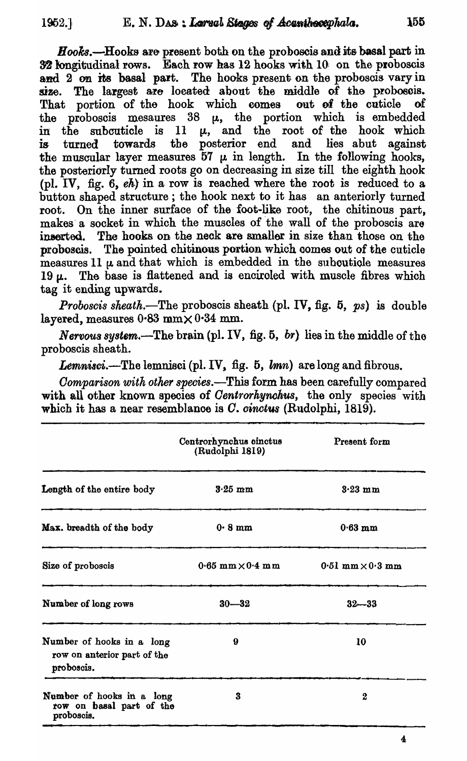*Hooks*.—Hooks are present both on the proboscis and its basal part in 32 longitudinal rows. Each row has 12 hooks with 10 on the proboscis and 2 on its basal part. The hooks present on the proboscis vary in size. The largest are located about the middle of the proboscis. That portion of the hook which comes out of the cuticle of the proboscis mesaures 38 μ, the portion which is embedded in the subcuticle is 11 μ, and the root of the hook which is turned towards the posterior end and lies abut against the muscular layer measures 57 μ in length. In the following hooks, the posteriorly turned roots go on decreasing in size till the eighth hook (pl. IV, fig. 6, *eh*) in a row is reached where the root is reduced to a button shaped structure; the hook next to it has an anteriorly turned root. On the inner surface of the foot-like root, the chitinous part, makes a socket in which the muscles of the wall of the proboscis are inserted. The hooks on the neck are smaller in size than those on the proboscis. The pointed chitinous portion which comes out of the cuticle measures 11 μ and that which is embedded in the subcuticle measures 19 μ. The base is flattened and is encircled with muscle fibres which tag it ending upwards.

*Proboscis sheath*.—The proboscis sheath (pl. IV, fig. 5, *ps*) is double layered, measures 0·83 mm × 0·34 mm.

*Nervous system*.—The brain (pl. IV, fig. 5, *br*) lies in the middle of the proboscis sheath.

*Lemnisci*.—The lemnisci (pl. IV, fig. 5, *lmn*) are long and fibrous.

*Comparison with other species*.—This form has been carefully compared with all other known species of *Centrorhynchus*, the only species with which it has a near resemblance is *C. cinctus* (Rudolphi, 1819).

| | Centrorhynchus cinctus (Rudolphi 1819) | Present form |
|---|---|---|
| Length of the entire body | 3·25 mm | 3·23 mm |
| Max. breadth of the body | 0· 8 mm | 0·63 mm |
| Size of proboscis | 0·65 mm × 0·4 mm | 0·51 mm × 0·3 mm |
| Number of long rows | 30—32 | 32—33 |
| Number of hooks in a long row on anterior part of the proboscis. | 9 | 10 |
| Number of hooks in a long row on basal part of the proboscis. | 3 | 2 |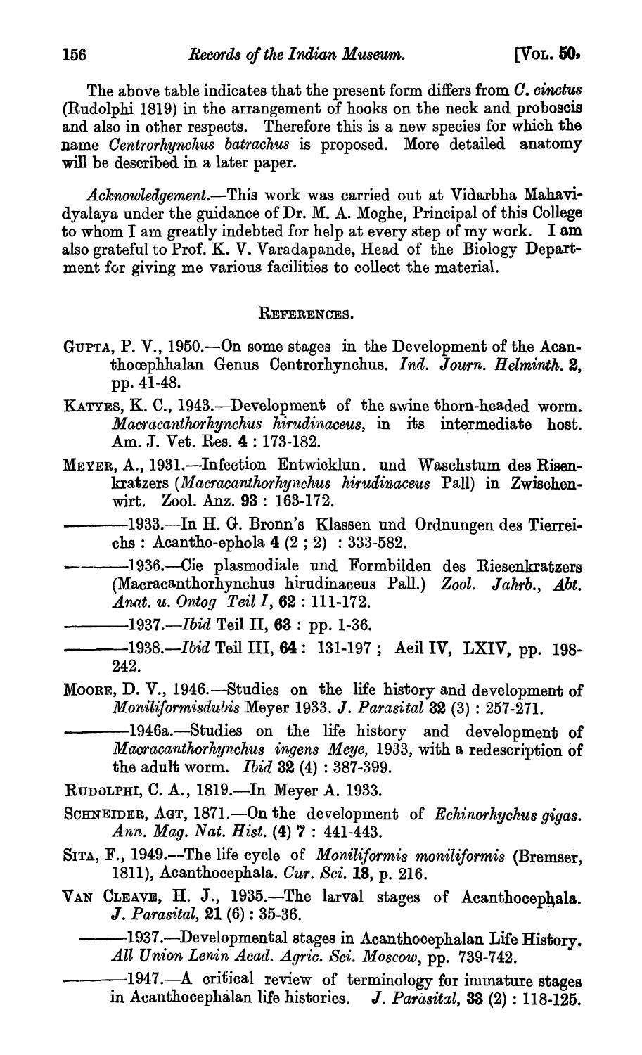The above table indicates that the present form differs from *C. cinctus* (Rudolphi 1819) in the arrangement of hooks on the neck and proboscis and also in other respects. Therefore this is a new species for which the name *Centrorhynchus batrachus* is proposed. More detailed anatomy will be described in a later paper.

*Acknowledgement.*—This work was carried out at Vidarbha Mahavidyalaya under the guidance of Dr. M. A. Moghe, Principal of this College to whom I am greatly indebted for help at every step of my work. I am also grateful to Prof. K. V. Varadapande, Head of the Biology Department for giving me various facilities to collect the material.

## REFERENCES.

GUPTA, P. V., 1950.—On some stages in the Development of the Acanthocephhalan Genus Centrorhynchus. *Ind. Journ. Helminth.* **2**, pp. 41-48.

KATYES, K. C., 1943.—Development of the swine thorn-headed worm. *Macracanthorhynchus hirudinaceus*, in its intermediate host. Am. J. Vet. Res. **4** : 173-182.

MEYER, A., 1931.—Infection Entwicklun. und Waschstum des Risenkratzers (*Macracanthorhynchus hirudinaceus* Pall) in Zwischenwirt. Zool. Anz. **93** : 163-172.

————1933.—In H. G. Bronn's Klassen und Ordnungen des Tierreichs : Acantho-ephola **4** (2 ; 2) : 333-582.

————1936.—Cie plasmodiale und Formbilden des Riesenkratzers (Macracanthorhynchus hirudinaceus Pall.) *Zool. Jahrb., Abt. Anat. u. Ontog Teil I*, **62** : 111-172.

————1937.—*Ibid* Teil II, **63** : pp. 1-36.

————1938.—*Ibid* Teil III, **64** : 131-197 ; Aeil IV, LXIV, pp. 198-242.

MOORE, D. V., 1946.—Studies on the life history and development of *Moniliformisdubis* Meyer 1933. *J. Parasital* **32** (3) : 257-271.

————1946a.—Studies on the life history and development of *Macracanthorhynchus ingens Meye*, 1933, with a redescription of the adult worm. *Ibid* **32** (4) : 387-399.

RUDOLPHI, C. A., 1819.—In Meyer A. 1933.

SCHNEIDER, AGT, 1871.—On the development of *Echinorhychus gigas*. *Ann. Mag. Nat. Hist.* (4) **7** : 441-443.

SITA, F., 1949.—The life cycle of *Moniliformis moniliformis* (Bremser, 1811), Acanthocephala. *Cur. Sci.* **18**, p. 216.

VAN CLEAVE, H. J., 1935.—The larval stages of Acanthocephala. *J. Parasital*, **21** (6) : 35-36.

————1937.—Developmental stages in Acanthocephalan Life History. *All Union Lenin Acad. Agric. Sci. Moscow*, pp. 739-742.

————1947.—A critical review of terminology for immature stages in Acanthocephalan life histories. *J. Parasital*, **33** (2) : 118-125.